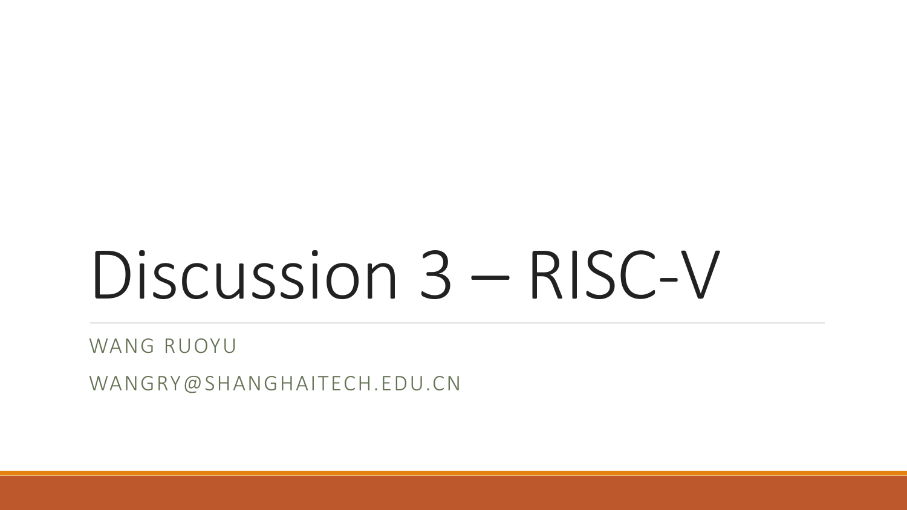# Discussion 3 – RISC-V

WANG RUOYU

WANGRY@SHANGHAITECH.EDU.CN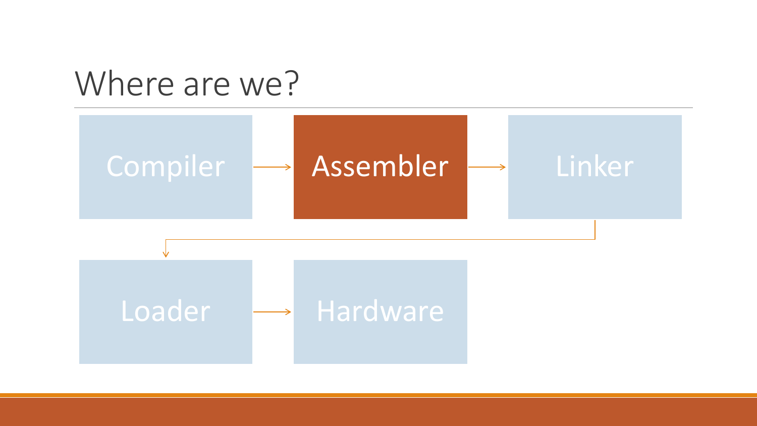# Where are we?

Compiler → **Assembler** → Linker → Loader → Hardware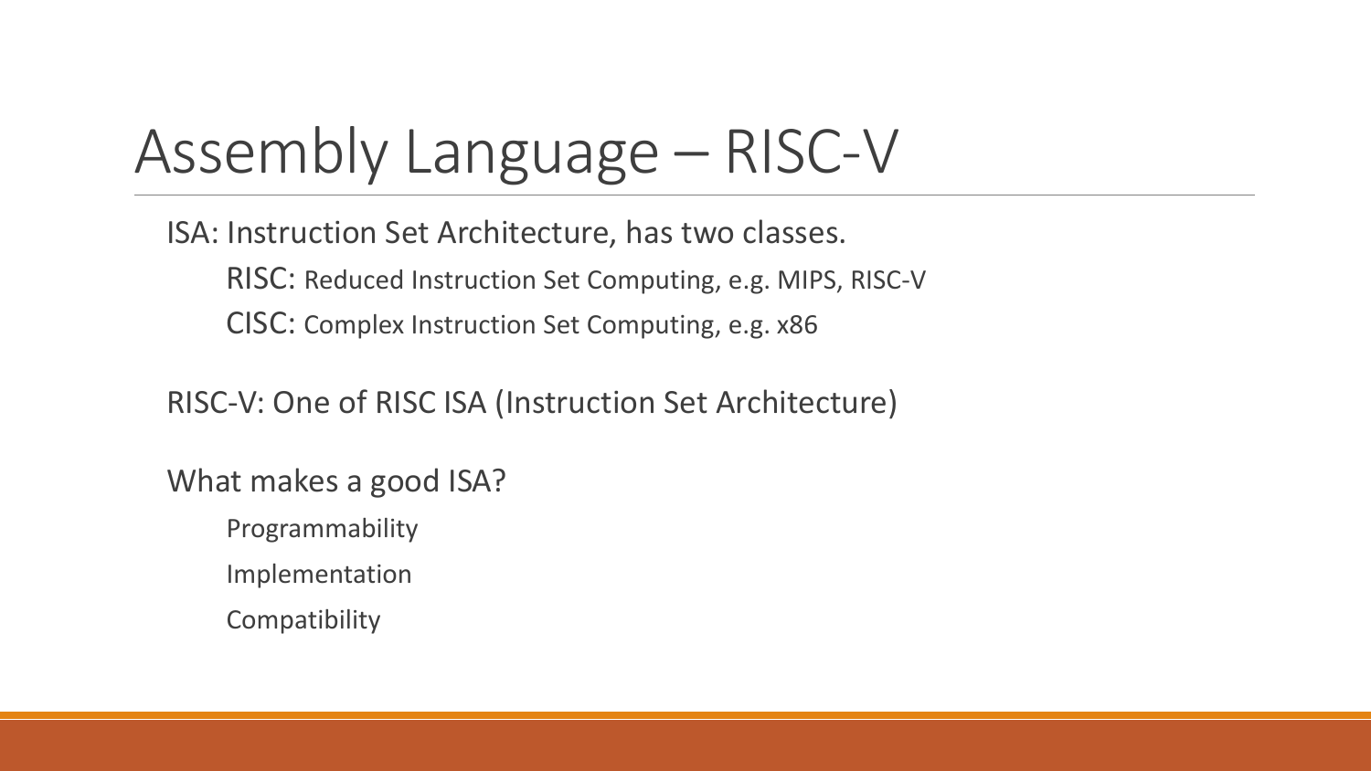# Assembly Language – RISC-V

ISA: Instruction Set Architecture, has two classes.

- RISC: Reduced Instruction Set Computing, e.g. MIPS, RISC-V
- CISC: Complex Instruction Set Computing, e.g. x86

RISC-V: One of RISC ISA (Instruction Set Architecture)

What makes a good ISA?

- Programmability
- Implementation
- Compatibility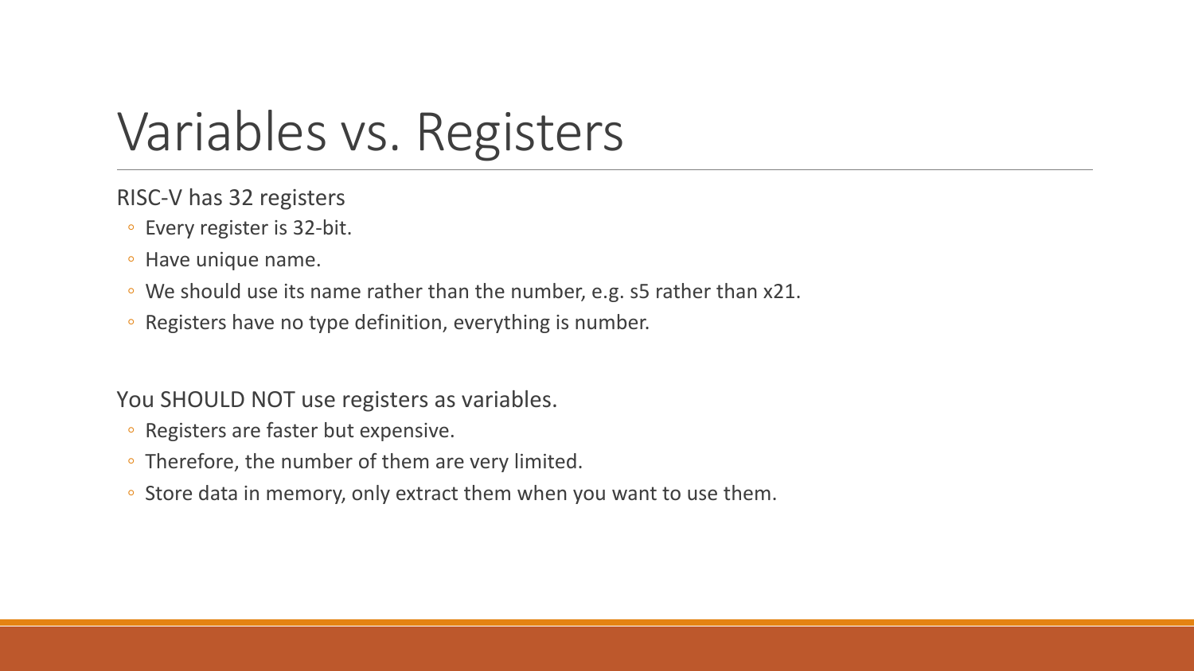# Variables vs. Registers

RISC-V has 32 registers

- Every register is 32-bit.
- Have unique name.
- We should use its name rather than the number, e.g. s5 rather than x21.
- Registers have no type definition, everything is number.

You SHOULD NOT use registers as variables.

- Registers are faster but expensive.
- Therefore, the number of them are very limited.
- Store data in memory, only extract them when you want to use them.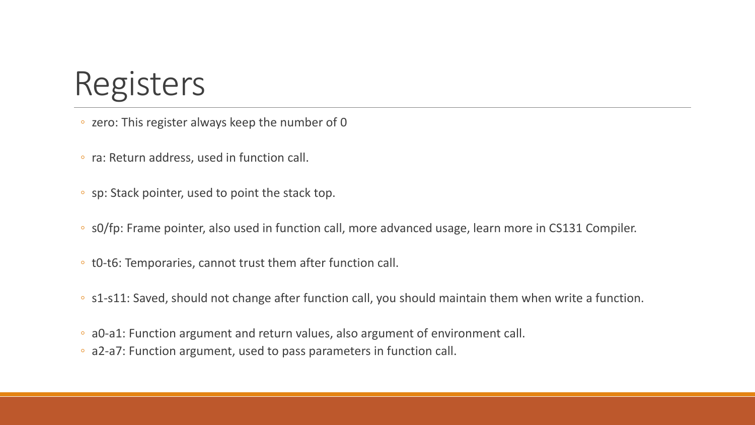# Registers

- zero: This register always keep the number of 0
- ra: Return address, used in function call.
- sp: Stack pointer, used to point the stack top.
- s0/fp: Frame pointer, also used in function call, more advanced usage, learn more in CS131 Compiler.
- t0-t6: Temporaries, cannot trust them after function call.
- s1-s11: Saved, should not change after function call, you should maintain them when write a function.
- a0-a1: Function argument and return values, also argument of environment call.
- a2-a7: Function argument, used to pass parameters in function call.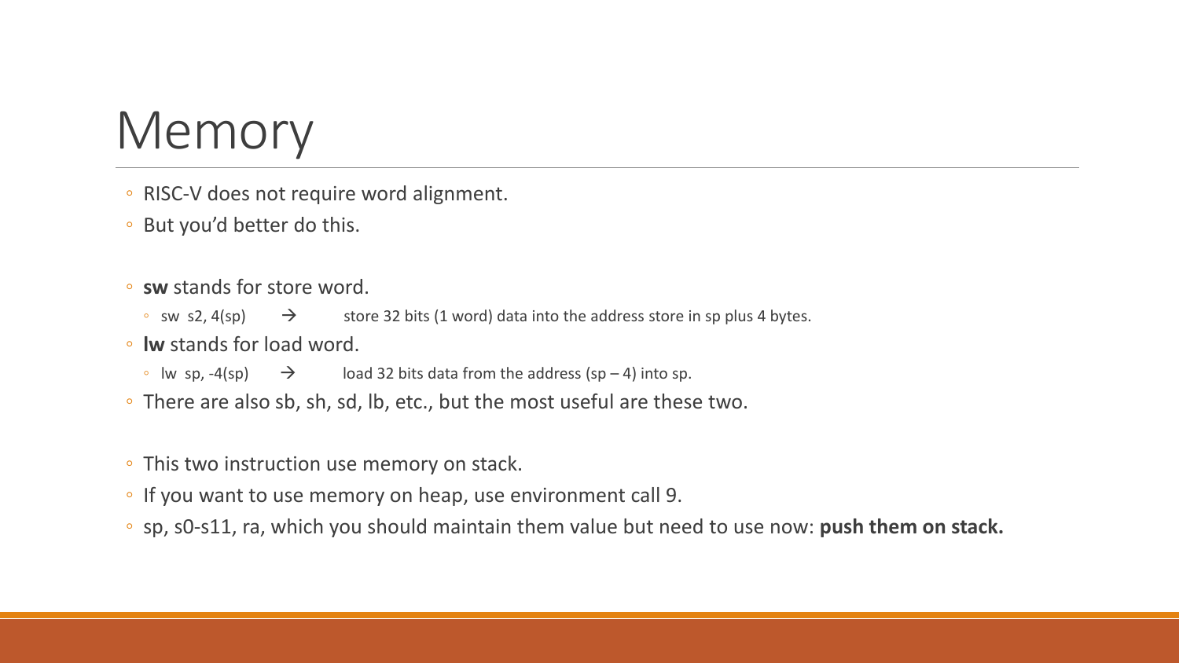# Memory

- RISC-V does not require word alignment.
- But you'd better do this.

- **sw** stands for store word.
  - sw s2, 4(sp) → store 32 bits (1 word) data into the address store in sp plus 4 bytes.
- **lw** stands for load word.
  - lw sp, -4(sp) → load 32 bits data from the address (sp – 4) into sp.
- There are also sb, sh, sd, lb, etc., but the most useful are these two.

- This two instruction use memory on stack.
- If you want to use memory on heap, use environment call 9.
- sp, s0-s11, ra, which you should maintain them value but need to use now: **push them on stack.**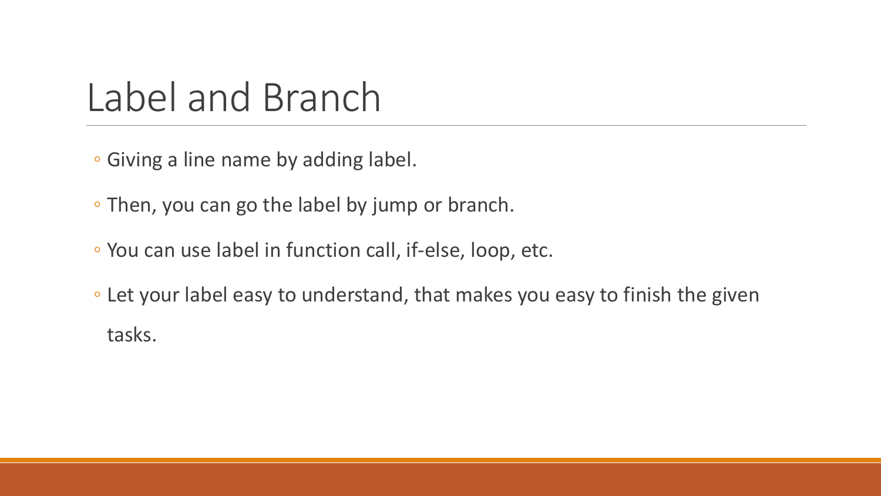# Label and Branch

- Giving a line name by adding label.
- Then, you can go the label by jump or branch.
- You can use label in function call, if-else, loop, etc.
- Let your label easy to understand, that makes you easy to finish the given tasks.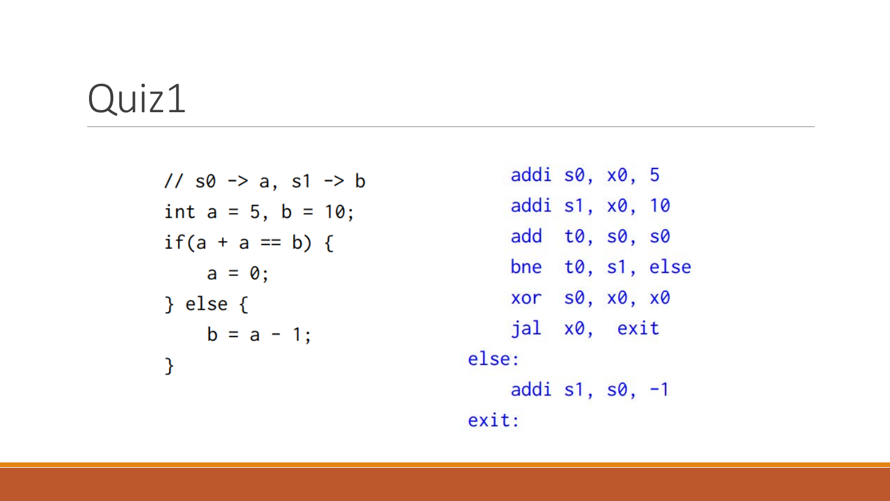# Quiz1

```c
// s0 -> a, s1 -> b
int a = 5, b = 10;
if(a + a == b) {
    a = 0;
} else {
    b = a - 1;
}
```

```asm
    addi s0, x0, 5
    addi s1, x0, 10
    add  t0, s0, s0
    bne  t0, s1, else
    xor  s0, x0, x0
    jal  x0,  exit
else:
    addi s1, s0, -1
exit:
```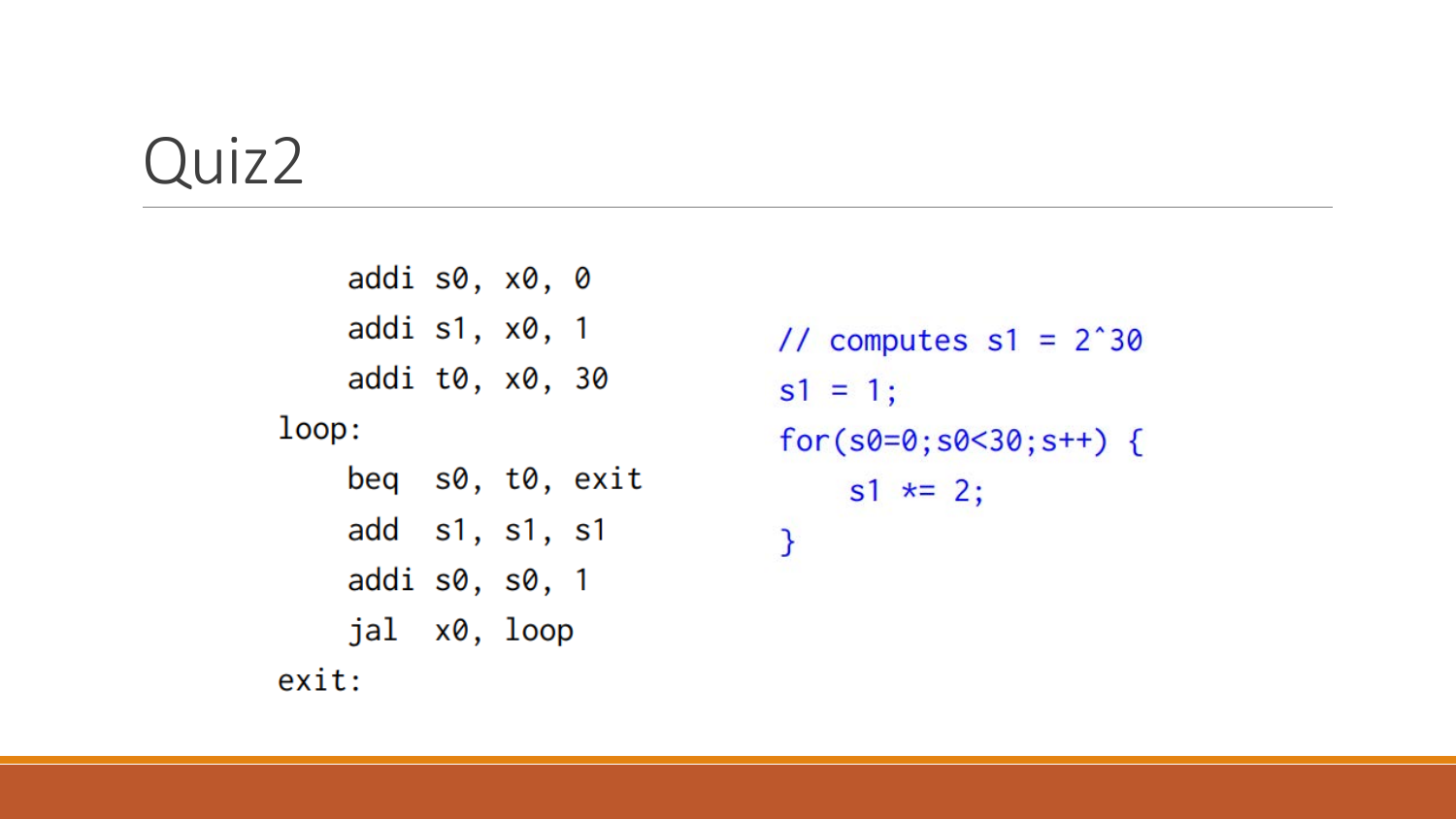# Quiz2

```
    addi s0, x0, 0
    addi s1, x0, 1
    addi t0, x0, 30
loop:
    beq  s0, t0, exit
    add  s1, s1, s1
    addi s0, s0, 1
    jal  x0, loop
exit:
```

```
// computes s1 = 2^30
s1 = 1;
for(s0=0;s0<30;s++) {
    s1 *= 2;
}
```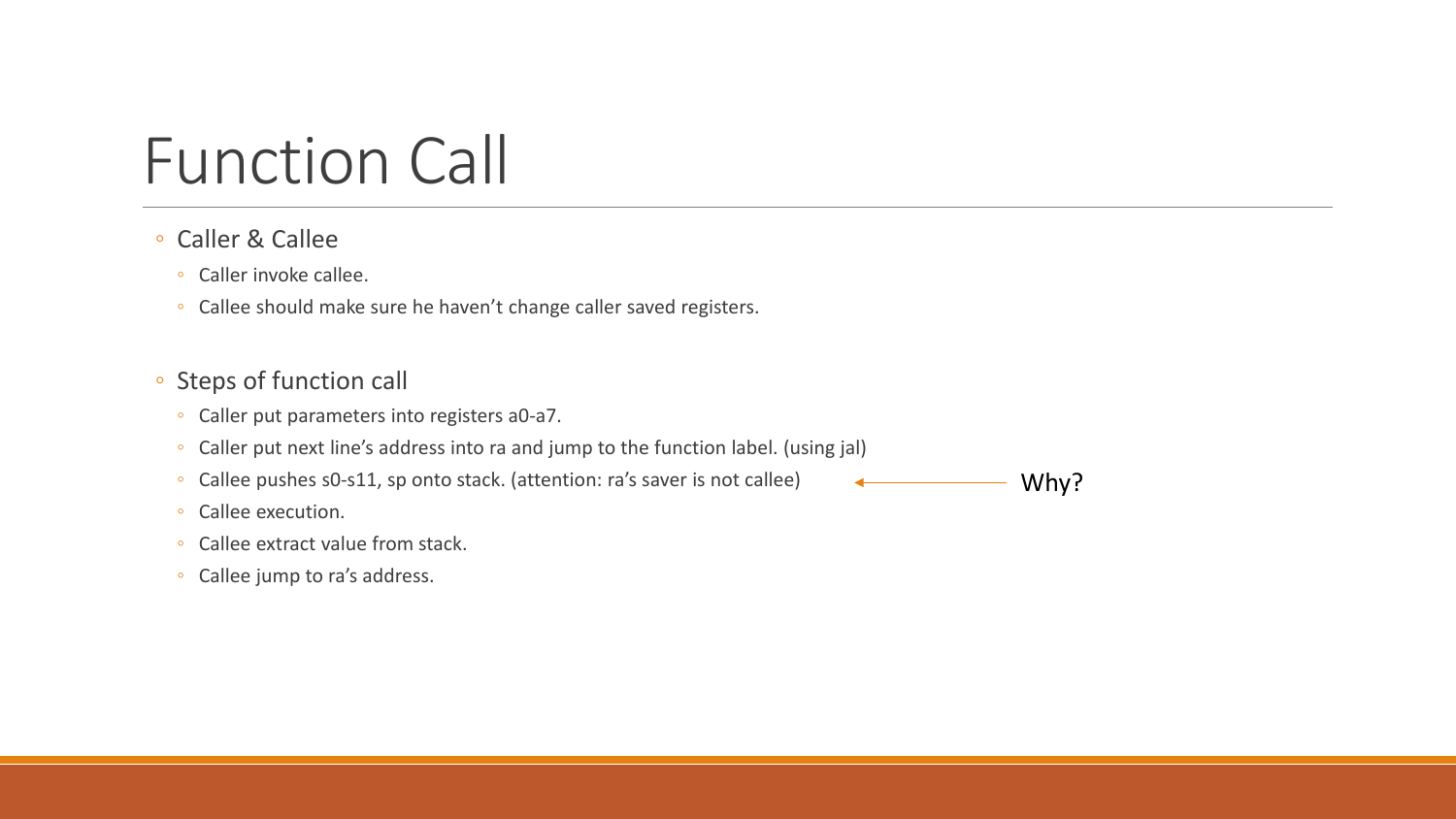# Function Call

- Caller & Callee
  - Caller invoke callee.
  - Callee should make sure he haven't change caller saved registers.

- Steps of function call
  - Caller put parameters into registers a0-a7.
  - Caller put next line's address into ra and jump to the function label. (using jal)
  - Callee pushes s0-s11, sp onto stack. (attention: ra's saver is not callee) ← Why?
  - Callee execution.
  - Callee extract value from stack.
  - Callee jump to ra's address.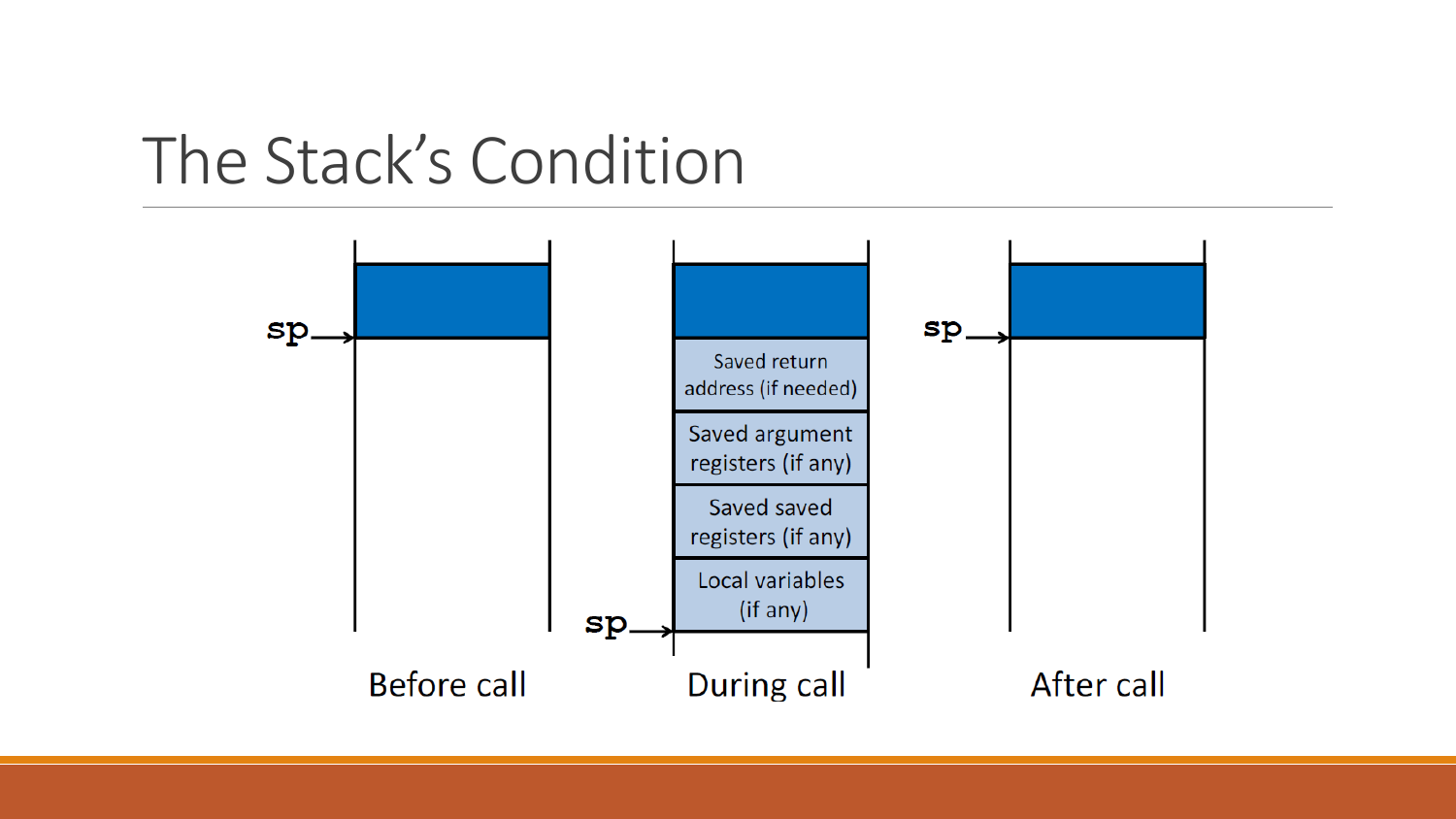# The Stack's Condition

sp

Before call

Saved return address (if needed)

Saved argument registers (if any)

Saved saved registers (if any)

Local variables (if any)

sp

During call

sp

After call